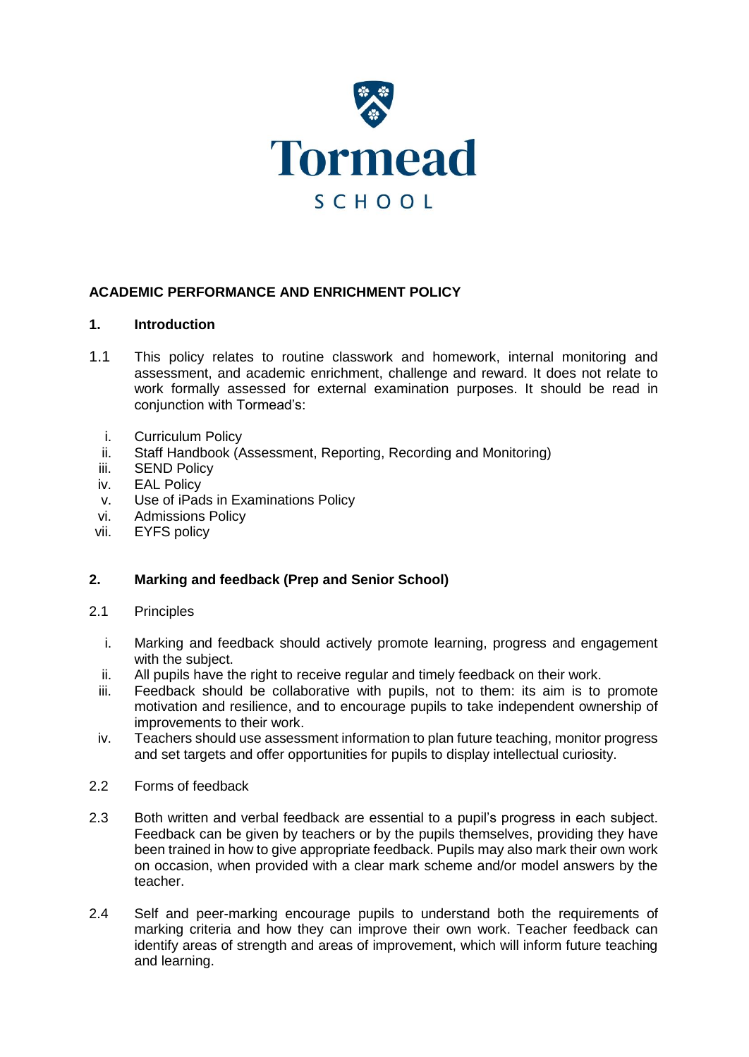Tormead

SCHOOL

# ACADEMIC PERFORMANCE AND ENRICHMENT POLICY

## 1. Introduction

1.1 This policy relates to routine classwork and homework, internal monitoring and assessment, and academic enrichment, challenge and reward. It does not relate to work formally assessed for external examination purposes. It should be read in conjunction with Tormead's:

i. Curriculum Policy
ii. Staff Handbook (Assessment, Reporting, Recording and Monitoring)
iii. SEND Policy
iv. EAL Policy
v. Use of iPads in Examinations Policy
vi. Admissions Policy
vii. EYFS policy

## 2. Marking and feedback (Prep and Senior School)

2.1 Principles

i. Marking and feedback should actively promote learning, progress and engagement with the subject.
ii. All pupils have the right to receive regular and timely feedback on their work.
iii. Feedback should be collaborative with pupils, not to them: its aim is to promote motivation and resilience, and to encourage pupils to take independent ownership of improvements to their work.
iv. Teachers should use assessment information to plan future teaching, monitor progress and set targets and offer opportunities for pupils to display intellectual curiosity.

2.2 Forms of feedback

2.3 Both written and verbal feedback are essential to a pupil's progress in each subject. Feedback can be given by teachers or by the pupils themselves, providing they have been trained in how to give appropriate feedback. Pupils may also mark their own work on occasion, when provided with a clear mark scheme and/or model answers by the teacher.

2.4 Self and peer-marking encourage pupils to understand both the requirements of marking criteria and how they can improve their own work. Teacher feedback can identify areas of strength and areas of improvement, which will inform future teaching and learning.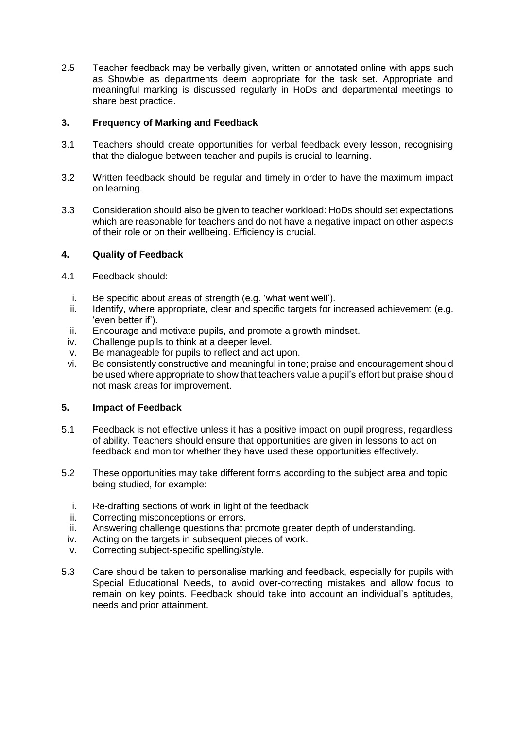2.5 Teacher feedback may be verbally given, written or annotated online with apps such as Showbie as departments deem appropriate for the task set. Appropriate and meaningful marking is discussed regularly in HoDs and departmental meetings to share best practice.

## 3. Frequency of Marking and Feedback

3.1 Teachers should create opportunities for verbal feedback every lesson, recognising that the dialogue between teacher and pupils is crucial to learning.

3.2 Written feedback should be regular and timely in order to have the maximum impact on learning.

3.3 Consideration should also be given to teacher workload: HoDs should set expectations which are reasonable for teachers and do not have a negative impact on other aspects of their role or on their wellbeing. Efficiency is crucial.

## 4. Quality of Feedback

4.1 Feedback should:

i. Be specific about areas of strength (e.g. 'what went well').
ii. Identify, where appropriate, clear and specific targets for increased achievement (e.g. 'even better if').
iii. Encourage and motivate pupils, and promote a growth mindset.
iv. Challenge pupils to think at a deeper level.
v. Be manageable for pupils to reflect and act upon.
vi. Be consistently constructive and meaningful in tone; praise and encouragement should be used where appropriate to show that teachers value a pupil's effort but praise should not mask areas for improvement.

## 5. Impact of Feedback

5.1 Feedback is not effective unless it has a positive impact on pupil progress, regardless of ability. Teachers should ensure that opportunities are given in lessons to act on feedback and monitor whether they have used these opportunities effectively.

5.2 These opportunities may take different forms according to the subject area and topic being studied, for example:

i. Re-drafting sections of work in light of the feedback.
ii. Correcting misconceptions or errors.
iii. Answering challenge questions that promote greater depth of understanding.
iv. Acting on the targets in subsequent pieces of work.
v. Correcting subject-specific spelling/style.

5.3 Care should be taken to personalise marking and feedback, especially for pupils with Special Educational Needs, to avoid over-correcting mistakes and allow focus to remain on key points. Feedback should take into account an individual's aptitudes, needs and prior attainment.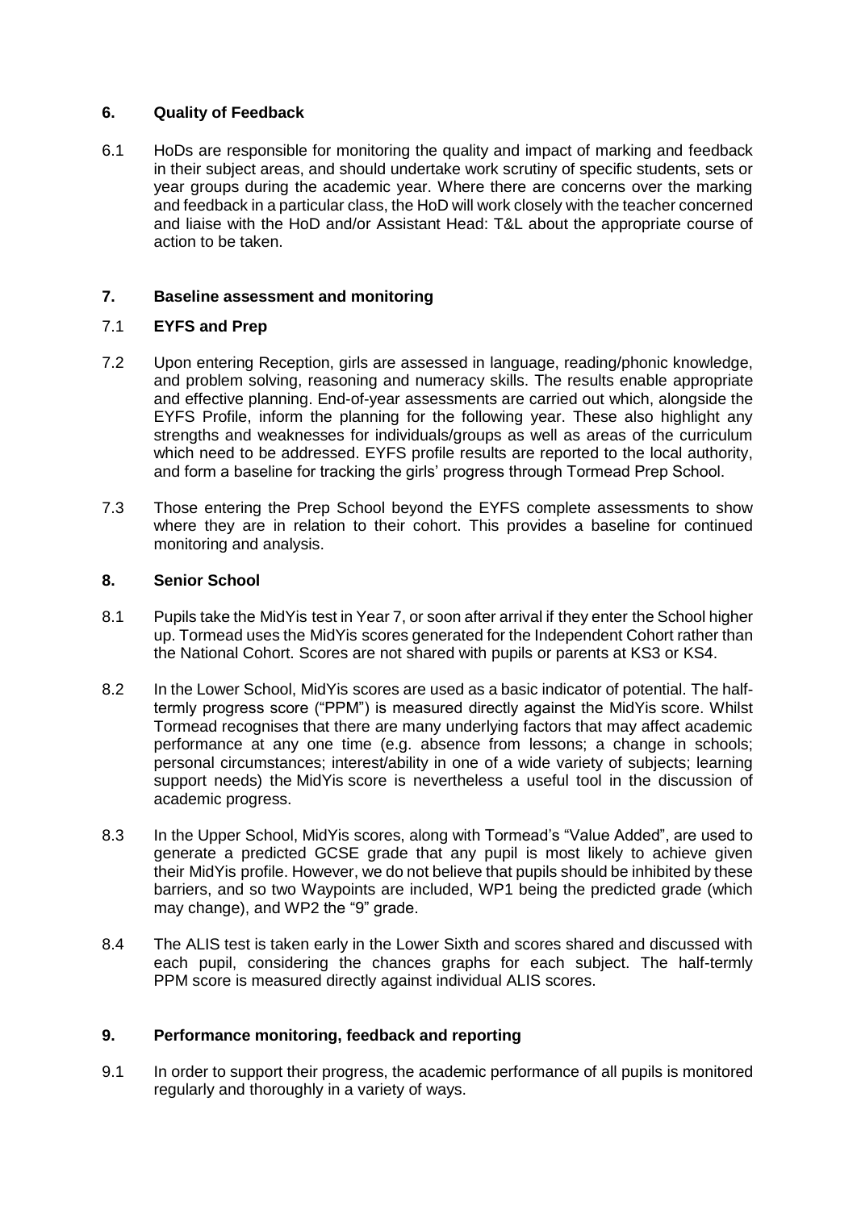## 6. Quality of Feedback

6.1 HoDs are responsible for monitoring the quality and impact of marking and feedback in their subject areas, and should undertake work scrutiny of specific students, sets or year groups during the academic year. Where there are concerns over the marking and feedback in a particular class, the HoD will work closely with the teacher concerned and liaise with the HoD and/or Assistant Head: T&L about the appropriate course of action to be taken.

## 7. Baseline assessment and monitoring

### 7.1 EYFS and Prep

7.2 Upon entering Reception, girls are assessed in language, reading/phonic knowledge, and problem solving, reasoning and numeracy skills. The results enable appropriate and effective planning. End-of-year assessments are carried out which, alongside the EYFS Profile, inform the planning for the following year. These also highlight any strengths and weaknesses for individuals/groups as well as areas of the curriculum which need to be addressed. EYFS profile results are reported to the local authority, and form a baseline for tracking the girls' progress through Tormead Prep School.

7.3 Those entering the Prep School beyond the EYFS complete assessments to show where they are in relation to their cohort. This provides a baseline for continued monitoring and analysis.

## 8. Senior School

8.1 Pupils take the MidYis test in Year 7, or soon after arrival if they enter the School higher up. Tormead uses the MidYis scores generated for the Independent Cohort rather than the National Cohort. Scores are not shared with pupils or parents at KS3 or KS4.

8.2 In the Lower School, MidYis scores are used as a basic indicator of potential. The half-termly progress score ("PPM") is measured directly against the MidYis score. Whilst Tormead recognises that there are many underlying factors that may affect academic performance at any one time (e.g. absence from lessons; a change in schools; personal circumstances; interest/ability in one of a wide variety of subjects; learning support needs) the MidYis score is nevertheless a useful tool in the discussion of academic progress.

8.3 In the Upper School, MidYis scores, along with Tormead's "Value Added", are used to generate a predicted GCSE grade that any pupil is most likely to achieve given their MidYis profile. However, we do not believe that pupils should be inhibited by these barriers, and so two Waypoints are included, WP1 being the predicted grade (which may change), and WP2 the "9" grade.

8.4 The ALIS test is taken early in the Lower Sixth and scores shared and discussed with each pupil, considering the chances graphs for each subject. The half-termly PPM score is measured directly against individual ALIS scores.

## 9. Performance monitoring, feedback and reporting

9.1 In order to support their progress, the academic performance of all pupils is monitored regularly and thoroughly in a variety of ways.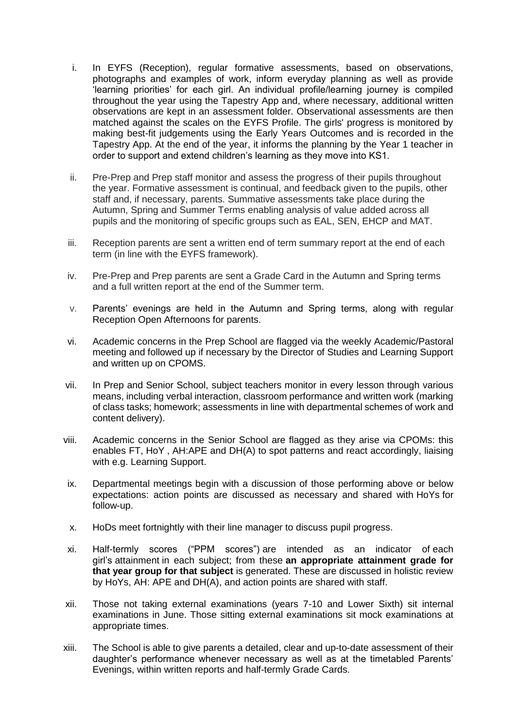i. In EYFS (Reception), regular formative assessments, based on observations, photographs and examples of work, inform everyday planning as well as provide 'learning priorities' for each girl. An individual profile/learning journey is compiled throughout the year using the Tapestry App and, where necessary, additional written observations are kept in an assessment folder. Observational assessments are then matched against the scales on the EYFS Profile. The girls' progress is monitored by making best-fit judgements using the Early Years Outcomes and is recorded in the Tapestry App. At the end of the year, it informs the planning by the Year 1 teacher in order to support and extend children's learning as they move into KS1.

ii. Pre-Prep and Prep staff monitor and assess the progress of their pupils throughout the year. Formative assessment is continual, and feedback given to the pupils, other staff and, if necessary, parents. Summative assessments take place during the Autumn, Spring and Summer Terms enabling analysis of value added across all pupils and the monitoring of specific groups such as EAL, SEN, EHCP and MAT.

iii. Reception parents are sent a written end of term summary report at the end of each term (in line with the EYFS framework).

iv. Pre-Prep and Prep parents are sent a Grade Card in the Autumn and Spring terms and a full written report at the end of the Summer term.

v. Parents' evenings are held in the Autumn and Spring terms, along with regular Reception Open Afternoons for parents.

vi. Academic concerns in the Prep School are flagged via the weekly Academic/Pastoral meeting and followed up if necessary by the Director of Studies and Learning Support and written up on CPOMS.

vii. In Prep and Senior School, subject teachers monitor in every lesson through various means, including verbal interaction, classroom performance and written work (marking of class tasks; homework; assessments in line with departmental schemes of work and content delivery).

viii. Academic concerns in the Senior School are flagged as they arise via CPOMs: this enables FT, HoY , AH:APE and DH(A) to spot patterns and react accordingly, liaising with e.g. Learning Support.

ix. Departmental meetings begin with a discussion of those performing above or below expectations: action points are discussed as necessary and shared with HoYs for follow-up.

x. HoDs meet fortnightly with their line manager to discuss pupil progress.

xi. Half-termly scores ("PPM scores") are intended as an indicator of each girl's attainment in each subject; from these **an appropriate attainment grade for that year group for that subject** is generated. These are discussed in holistic review by HoYs, AH: APE and DH(A), and action points are shared with staff.

xii. Those not taking external examinations (years 7-10 and Lower Sixth) sit internal examinations in June. Those sitting external examinations sit mock examinations at appropriate times.

xiii. The School is able to give parents a detailed, clear and up-to-date assessment of their daughter's performance whenever necessary as well as at the timetabled Parents' Evenings, within written reports and half-termly Grade Cards.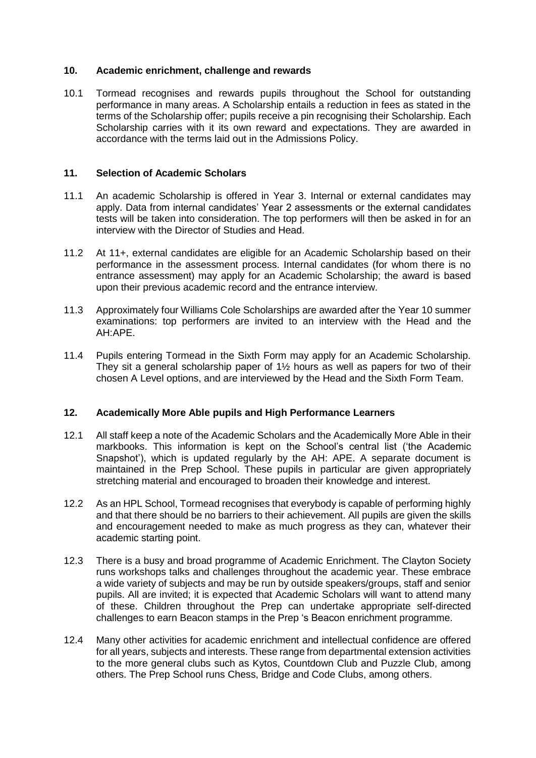## 10. Academic enrichment, challenge and rewards

10.1 Tormead recognises and rewards pupils throughout the School for outstanding performance in many areas. A Scholarship entails a reduction in fees as stated in the terms of the Scholarship offer; pupils receive a pin recognising their Scholarship. Each Scholarship carries with it its own reward and expectations. They are awarded in accordance with the terms laid out in the Admissions Policy.

## 11. Selection of Academic Scholars

11.1 An academic Scholarship is offered in Year 3. Internal or external candidates may apply. Data from internal candidates' Year 2 assessments or the external candidates tests will be taken into consideration. The top performers will then be asked in for an interview with the Director of Studies and Head.

11.2 At 11+, external candidates are eligible for an Academic Scholarship based on their performance in the assessment process. Internal candidates (for whom there is no entrance assessment) may apply for an Academic Scholarship; the award is based upon their previous academic record and the entrance interview.

11.3 Approximately four Williams Cole Scholarships are awarded after the Year 10 summer examinations: top performers are invited to an interview with the Head and the AH:APE.

11.4 Pupils entering Tormead in the Sixth Form may apply for an Academic Scholarship. They sit a general scholarship paper of 1½ hours as well as papers for two of their chosen A Level options, and are interviewed by the Head and the Sixth Form Team.

## 12. Academically More Able pupils and High Performance Learners

12.1 All staff keep a note of the Academic Scholars and the Academically More Able in their markbooks. This information is kept on the School's central list ('the Academic Snapshot'), which is updated regularly by the AH: APE. A separate document is maintained in the Prep School. These pupils in particular are given appropriately stretching material and encouraged to broaden their knowledge and interest.

12.2 As an HPL School, Tormead recognises that everybody is capable of performing highly and that there should be no barriers to their achievement. All pupils are given the skills and encouragement needed to make as much progress as they can, whatever their academic starting point.

12.3 There is a busy and broad programme of Academic Enrichment. The Clayton Society runs workshops talks and challenges throughout the academic year. These embrace a wide variety of subjects and may be run by outside speakers/groups, staff and senior pupils. All are invited; it is expected that Academic Scholars will want to attend many of these. Children throughout the Prep can undertake appropriate self-directed challenges to earn Beacon stamps in the Prep 's Beacon enrichment programme.

12.4 Many other activities for academic enrichment and intellectual confidence are offered for all years, subjects and interests. These range from departmental extension activities to the more general clubs such as Kytos, Countdown Club and Puzzle Club, among others. The Prep School runs Chess, Bridge and Code Clubs, among others.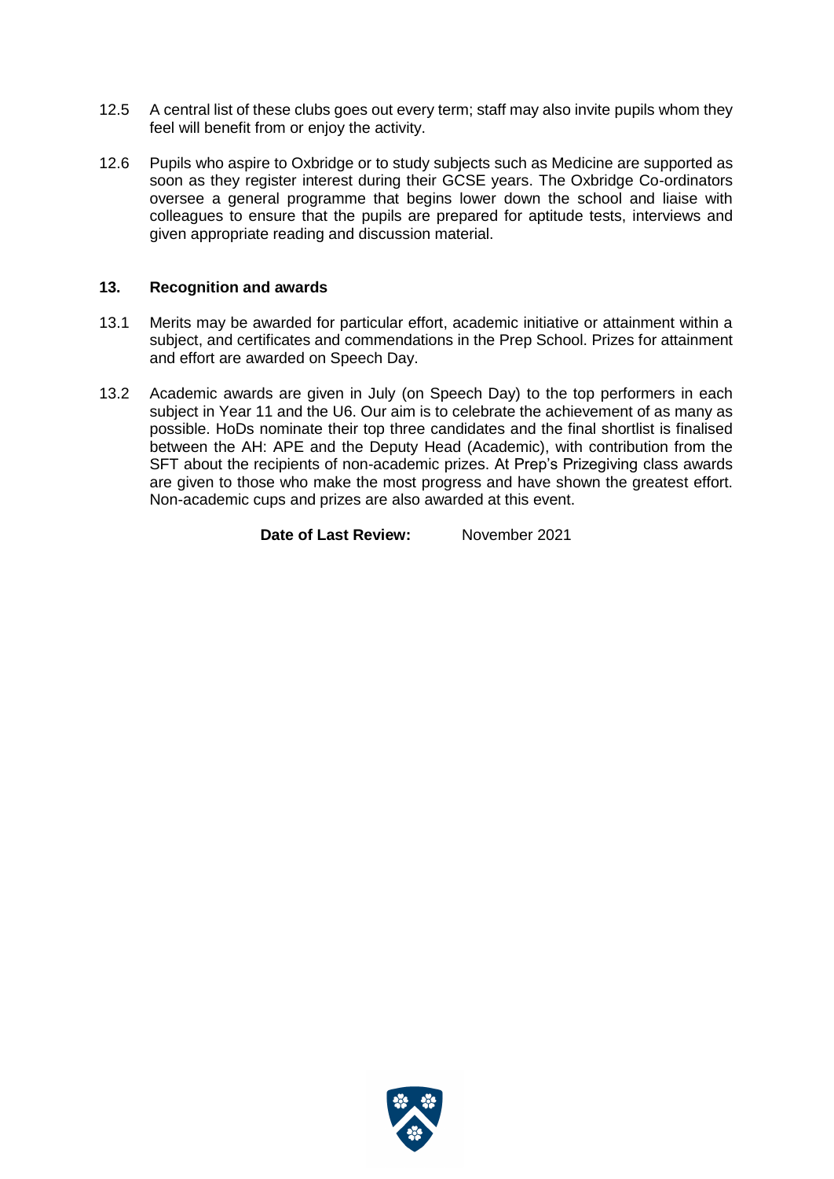12.5 A central list of these clubs goes out every term; staff may also invite pupils whom they feel will benefit from or enjoy the activity.

12.6 Pupils who aspire to Oxbridge or to study subjects such as Medicine are supported as soon as they register interest during their GCSE years. The Oxbridge Co-ordinators oversee a general programme that begins lower down the school and liaise with colleagues to ensure that the pupils are prepared for aptitude tests, interviews and given appropriate reading and discussion material.

## 13. Recognition and awards

13.1 Merits may be awarded for particular effort, academic initiative or attainment within a subject, and certificates and commendations in the Prep School. Prizes for attainment and effort are awarded on Speech Day.

13.2 Academic awards are given in July (on Speech Day) to the top performers in each subject in Year 11 and the U6. Our aim is to celebrate the achievement of as many as possible. HoDs nominate their top three candidates and the final shortlist is finalised between the AH: APE and the Deputy Head (Academic), with contribution from the SFT about the recipients of non-academic prizes. At Prep's Prizegiving class awards are given to those who make the most progress and have shown the greatest effort. Non-academic cups and prizes are also awarded at this event.

**Date of Last Review:** November 2021